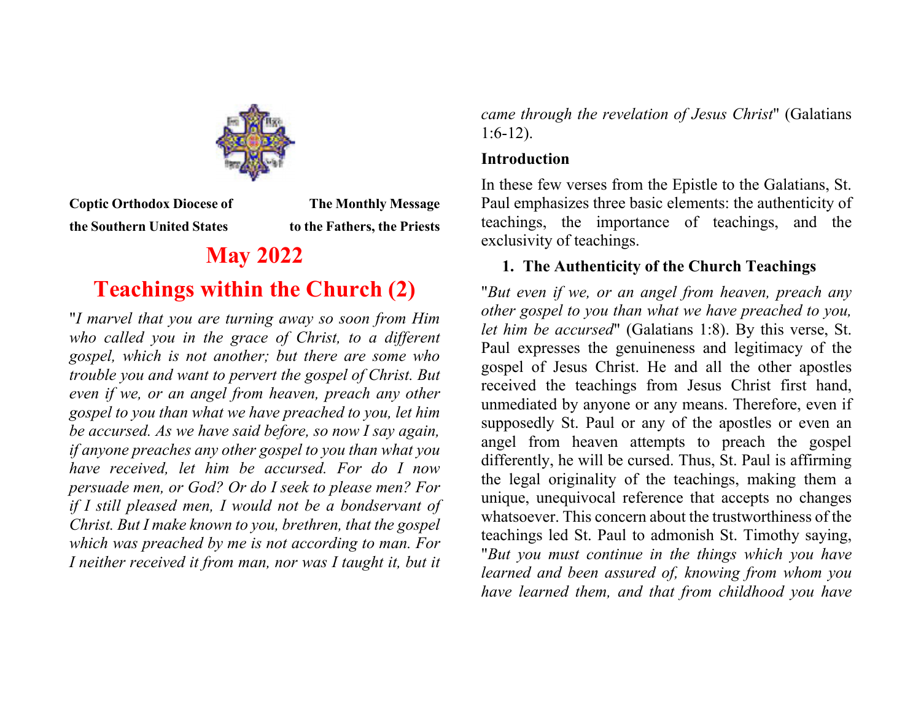**Coptic Orthodox Diocese of the Southern United States**

**The Monthly Message to the Fathers, the Priests**

# May 2022

# Teachings within the Church (2)

"*I marvel that you are turning away so soon from Him who called you in the grace of Christ, to a different gospel, which is not another; but there are some who trouble you and want to pervert the gospel of Christ. But even if we, or an angel from heaven, preach any other gospel to you than what we have preached to you, let him be accursed. As we have said before, so now I say again, if anyone preaches any other gospel to you than what you have received, let him be accursed. For do I now persuade men, or God? Or do I seek to please men? For if I still pleased men, I would not be a bondservant of Christ. But I make known to you, brethren, that the gospel which was preached by me is not according to man. For I neither received it from man, nor was I taught it, but it came through the revelation of Jesus Christ*" (Galatians 1:6-12).

## Introduction

In these few verses from the Epistle to the Galatians, St. Paul emphasizes three basic elements: the authenticity of teachings, the importance of teachings, and the exclusivity of teachings.

### 1. The Authenticity of the Church Teachings

"*But even if we, or an angel from heaven, preach any other gospel to you than what we have preached to you, let him be accursed*" (Galatians 1:8). By this verse, St. Paul expresses the genuineness and legitimacy of the gospel of Jesus Christ. He and all the other apostles received the teachings from Jesus Christ first hand, unmediated by anyone or any means. Therefore, even if supposedly St. Paul or any of the apostles or even an angel from heaven attempts to preach the gospel differently, he will be cursed. Thus, St. Paul is affirming the legal originality of the teachings, making them a unique, unequivocal reference that accepts no changes whatsoever. This concern about the trustworthiness of the teachings led St. Paul to admonish St. Timothy saying, "*But you must continue in the things which you have learned and been assured of, knowing from whom you have learned them, and that from childhood you have*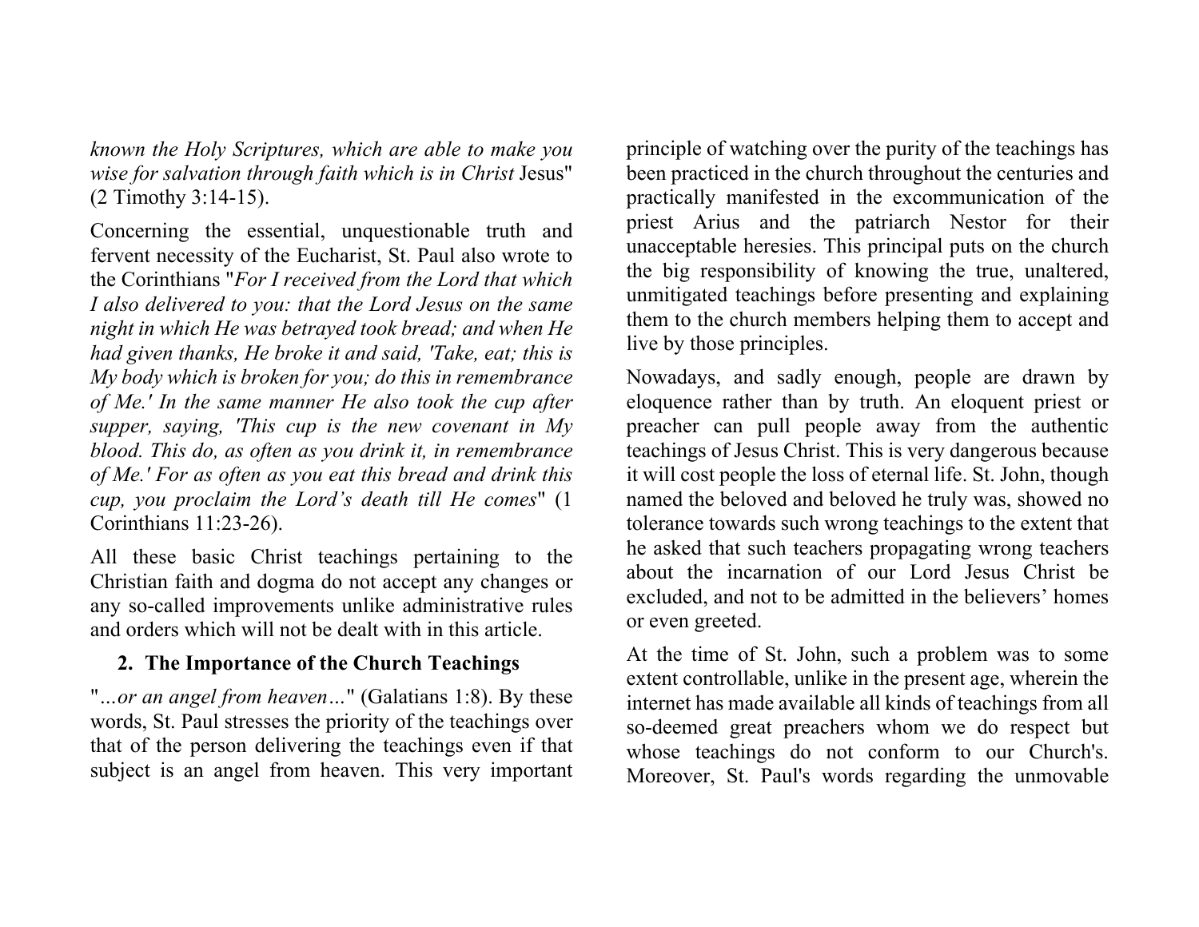*known the Holy Scriptures, which are able to make you wise for salvation through faith which is in Christ* Jesus" (2 Timothy 3:14-15).

Concerning the essential, unquestionable truth and fervent necessity of the Eucharist, St. Paul also wrote to the Corinthians "*For I received from the Lord that which I also delivered to you: that the Lord Jesus on the same night in which He was betrayed took bread; and when He had given thanks, He broke it and said, 'Take, eat; this is My body which is broken for you; do this in remembrance of Me.' In the same manner He also took the cup after supper, saying, 'This cup is the new covenant in My blood. This do, as often as you drink it, in remembrance of Me.' For as often as you eat this bread and drink this cup, you proclaim the Lord's death till He comes*" (1 Corinthians 11:23-26).

All these basic Christ teachings pertaining to the Christian faith and dogma do not accept any changes or any so-called improvements unlike administrative rules and orders which will not be dealt with in this article.

## 2. The Importance of the Church Teachings

"*…or an angel from heaven…*" (Galatians 1:8). By these words, St. Paul stresses the priority of the teachings over that of the person delivering the teachings even if that subject is an angel from heaven. This very important principle of watching over the purity of the teachings has been practiced in the church throughout the centuries and practically manifested in the excommunication of the priest Arius and the patriarch Nestor for their unacceptable heresies. This principal puts on the church the big responsibility of knowing the true, unaltered, unmitigated teachings before presenting and explaining them to the church members helping them to accept and live by those principles.

Nowadays, and sadly enough, people are drawn by eloquence rather than by truth. An eloquent priest or preacher can pull people away from the authentic teachings of Jesus Christ. This is very dangerous because it will cost people the loss of eternal life. St. John, though named the beloved and beloved he truly was, showed no tolerance towards such wrong teachings to the extent that he asked that such teachers propagating wrong teachers about the incarnation of our Lord Jesus Christ be excluded, and not to be admitted in the believers' homes or even greeted.

At the time of St. John, such a problem was to some extent controllable, unlike in the present age, wherein the internet has made available all kinds of teachings from all so-deemed great preachers whom we do respect but whose teachings do not conform to our Church's. Moreover, St. Paul's words regarding the unmovable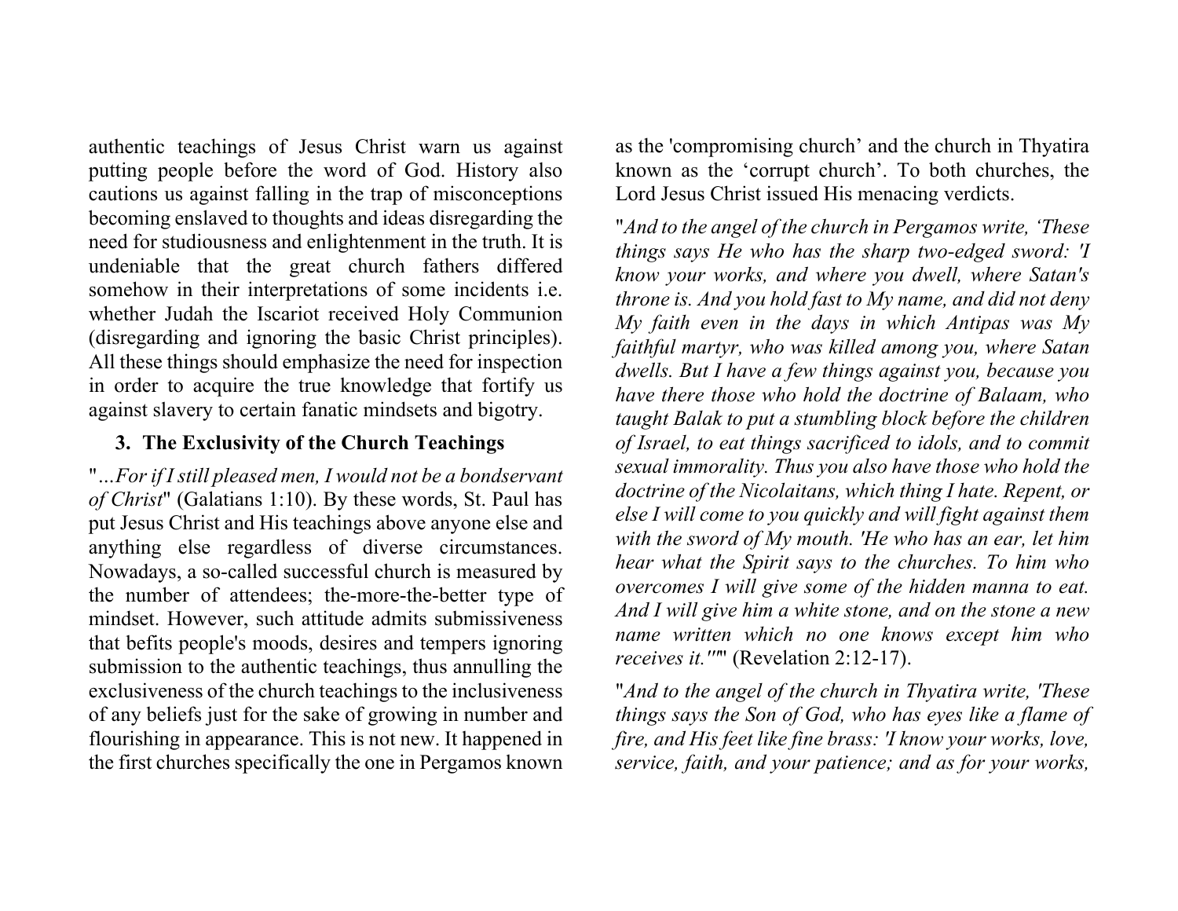authentic teachings of Jesus Christ warn us against putting people before the word of God. History also cautions us against falling in the trap of misconceptions becoming enslaved to thoughts and ideas disregarding the need for studiousness and enlightenment in the truth. It is undeniable that the great church fathers differed somehow in their interpretations of some incidents i.e. whether Judah the Iscariot received Holy Communion (disregarding and ignoring the basic Christ principles). All these things should emphasize the need for inspection in order to acquire the true knowledge that fortify us against slavery to certain fanatic mindsets and bigotry.

### 3. The Exclusivity of the Church Teachings

"*…For if I still pleased men, I would not be a bondservant of Christ*" (Galatians 1:10). By these words, St. Paul has put Jesus Christ and His teachings above anyone else and anything else regardless of diverse circumstances. Nowadays, a so-called successful church is measured by the number of attendees; the-more-the-better type of mindset. However, such attitude admits submissiveness that befits people's moods, desires and tempers ignoring submission to the authentic teachings, thus annulling the exclusiveness of the church teachings to the inclusiveness of any beliefs just for the sake of growing in number and flourishing in appearance. This is not new. It happened in the first churches specifically the one in Pergamos known as the 'compromising church' and the church in Thyatira known as the 'corrupt church'. To both churches, the Lord Jesus Christ issued His menacing verdicts.

"*And to the angel of the church in Pergamos write, 'These things says He who has the sharp two-edged sword: 'I know your works, and where you dwell, where Satan's throne is. And you hold fast to My name, and did not deny My faith even in the days in which Antipas was My faithful martyr, who was killed among you, where Satan dwells. But I have a few things against you, because you have there those who hold the doctrine of Balaam, who taught Balak to put a stumbling block before the children of Israel, to eat things sacrificed to idols, and to commit sexual immorality. Thus you also have those who hold the doctrine of the Nicolaitans, which thing I hate. Repent, or else I will come to you quickly and will fight against them with the sword of My mouth. 'He who has an ear, let him hear what the Spirit says to the churches. To him who overcomes I will give some of the hidden manna to eat. And I will give him a white stone, and on the stone a new name written which no one knows except him who receives it.''*" (Revelation 2:12-17).

"*And to the angel of the church in Thyatira write, 'These things says the Son of God, who has eyes like a flame of fire, and His feet like fine brass: 'I know your works, love, service, faith, and your patience; and as for your works,*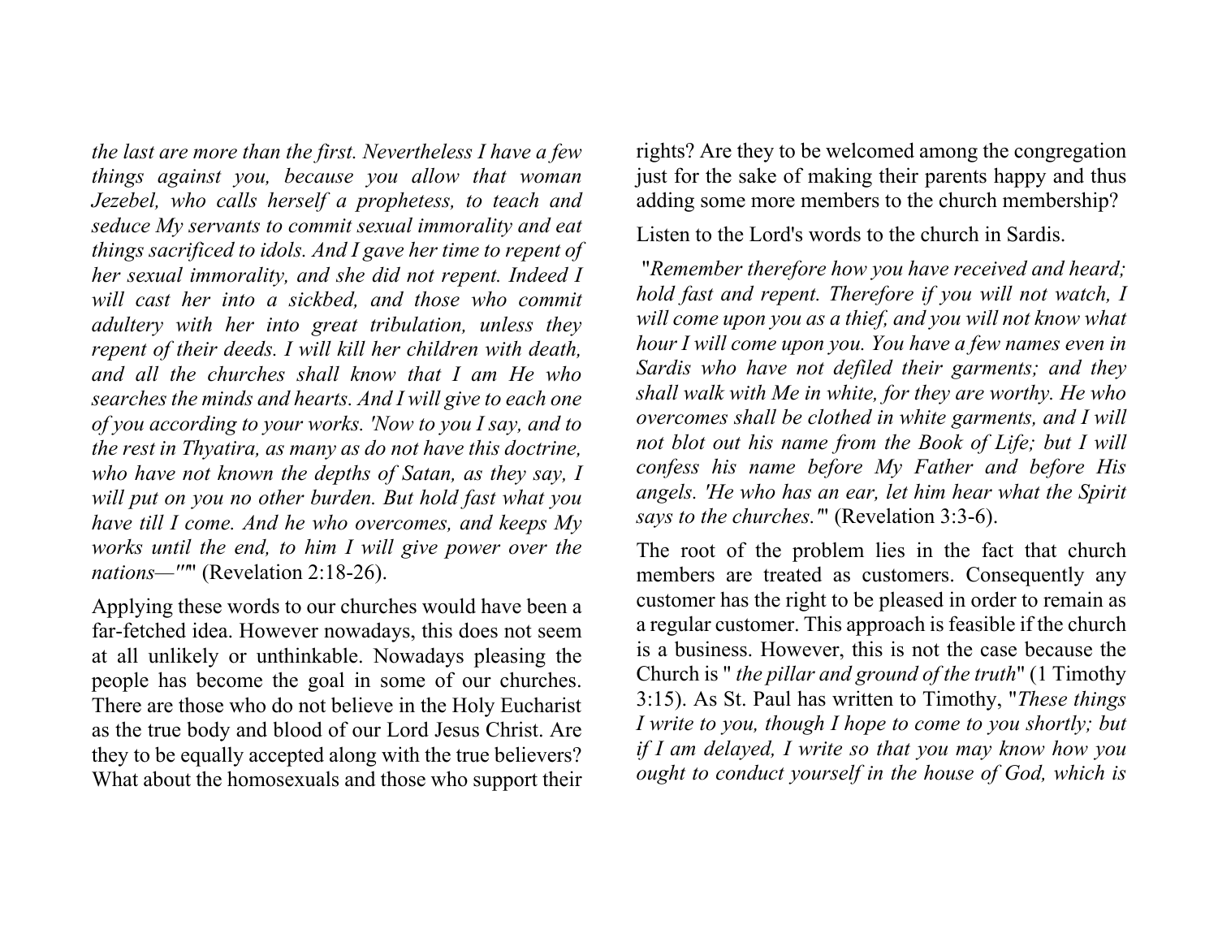*the last are more than the first. Nevertheless I have a few things against you, because you allow that woman Jezebel, who calls herself a prophetess, to teach and seduce My servants to commit sexual immorality and eat things sacrificed to idols. And I gave her time to repent of her sexual immorality, and she did not repent. Indeed I will cast her into a sickbed, and those who commit adultery with her into great tribulation, unless they repent of their deeds. I will kill her children with death, and all the churches shall know that I am He who searches the minds and hearts. And I will give to each one of you according to your works. 'Now to you I say, and to the rest in Thyatira, as many as do not have this doctrine, who have not known the depths of Satan, as they say, I will put on you no other burden. But hold fast what you have till I come. And he who overcomes, and keeps My works until the end, to him I will give power over the nations—''*" (Revelation 2:18-26).

Applying these words to our churches would have been a far-fetched idea. However nowadays, this does not seem at all unlikely or unthinkable. Nowadays pleasing the people has become the goal in some of our churches. There are those who do not believe in the Holy Eucharist as the true body and blood of our Lord Jesus Christ. Are they to be equally accepted along with the true believers? What about the homosexuals and those who support their rights? Are they to be welcomed among the congregation just for the sake of making their parents happy and thus adding some more members to the church membership?

Listen to the Lord's words to the church in Sardis.

"*Remember therefore how you have received and heard; hold fast and repent. Therefore if you will not watch, I will come upon you as a thief, and you will not know what hour I will come upon you. You have a few names even in Sardis who have not defiled their garments; and they shall walk with Me in white, for they are worthy. He who overcomes shall be clothed in white garments, and I will not blot out his name from the Book of Life; but I will confess his name before My Father and before His angels. 'He who has an ear, let him hear what the Spirit says to the churches.'*" (Revelation 3:3-6).

The root of the problem lies in the fact that church members are treated as customers. Consequently any customer has the right to be pleased in order to remain as a regular customer. This approach is feasible if the church is a business. However, this is not the case because the Church is " *the pillar and ground of the truth*" (1 Timothy 3:15). As St. Paul has written to Timothy, "*These things I write to you, though I hope to come to you shortly; but if I am delayed, I write so that you may know how you ought to conduct yourself in the house of God, which is*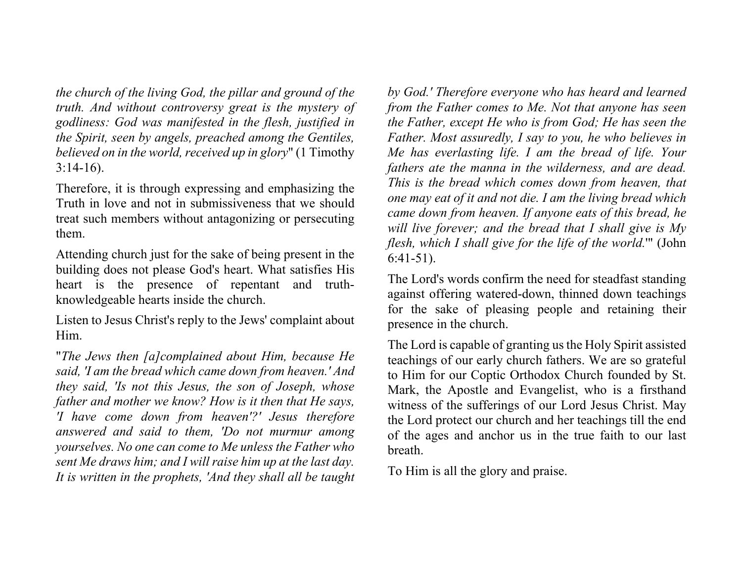*the church of the living God, the pillar and ground of the truth. And without controversy great is the mystery of godliness: God was manifested in the flesh, justified in the Spirit, seen by angels, preached among the Gentiles, believed on in the world, received up in glory*" (1 Timothy 3:14-16).

Therefore, it is through expressing and emphasizing the Truth in love and not in submissiveness that we should treat such members without antagonizing or persecuting them.

Attending church just for the sake of being present in the building does not please God's heart. What satisfies His heart is the presence of repentant and truth-knowledgeable hearts inside the church.

Listen to Jesus Christ's reply to the Jews' complaint about Him.

"*The Jews then [a]complained about Him, because He said, 'I am the bread which came down from heaven.' And they said, 'Is not this Jesus, the son of Joseph, whose father and mother we know? How is it then that He says, 'I have come down from heaven'?' Jesus therefore answered and said to them, 'Do not murmur among yourselves. No one can come to Me unless the Father who sent Me draws him; and I will raise him up at the last day. It is written in the prophets, 'And they shall all be taught by God.' Therefore everyone who has heard and learned from the Father comes to Me. Not that anyone has seen the Father, except He who is from God; He has seen the Father. Most assuredly, I say to you, he who believes in Me has everlasting life. I am the bread of life. Your fathers ate the manna in the wilderness, and are dead. This is the bread which comes down from heaven, that one may eat of it and not die. I am the living bread which came down from heaven. If anyone eats of this bread, he will live forever; and the bread that I shall give is My flesh, which I shall give for the life of the world.*'" (John 6:41-51).

The Lord's words confirm the need for steadfast standing against offering watered-down, thinned down teachings for the sake of pleasing people and retaining their presence in the church.

The Lord is capable of granting us the Holy Spirit assisted teachings of our early church fathers. We are so grateful to Him for our Coptic Orthodox Church founded by St. Mark, the Apostle and Evangelist, who is a firsthand witness of the sufferings of our Lord Jesus Christ. May the Lord protect our church and her teachings till the end of the ages and anchor us in the true faith to our last breath.

To Him is all the glory and praise.